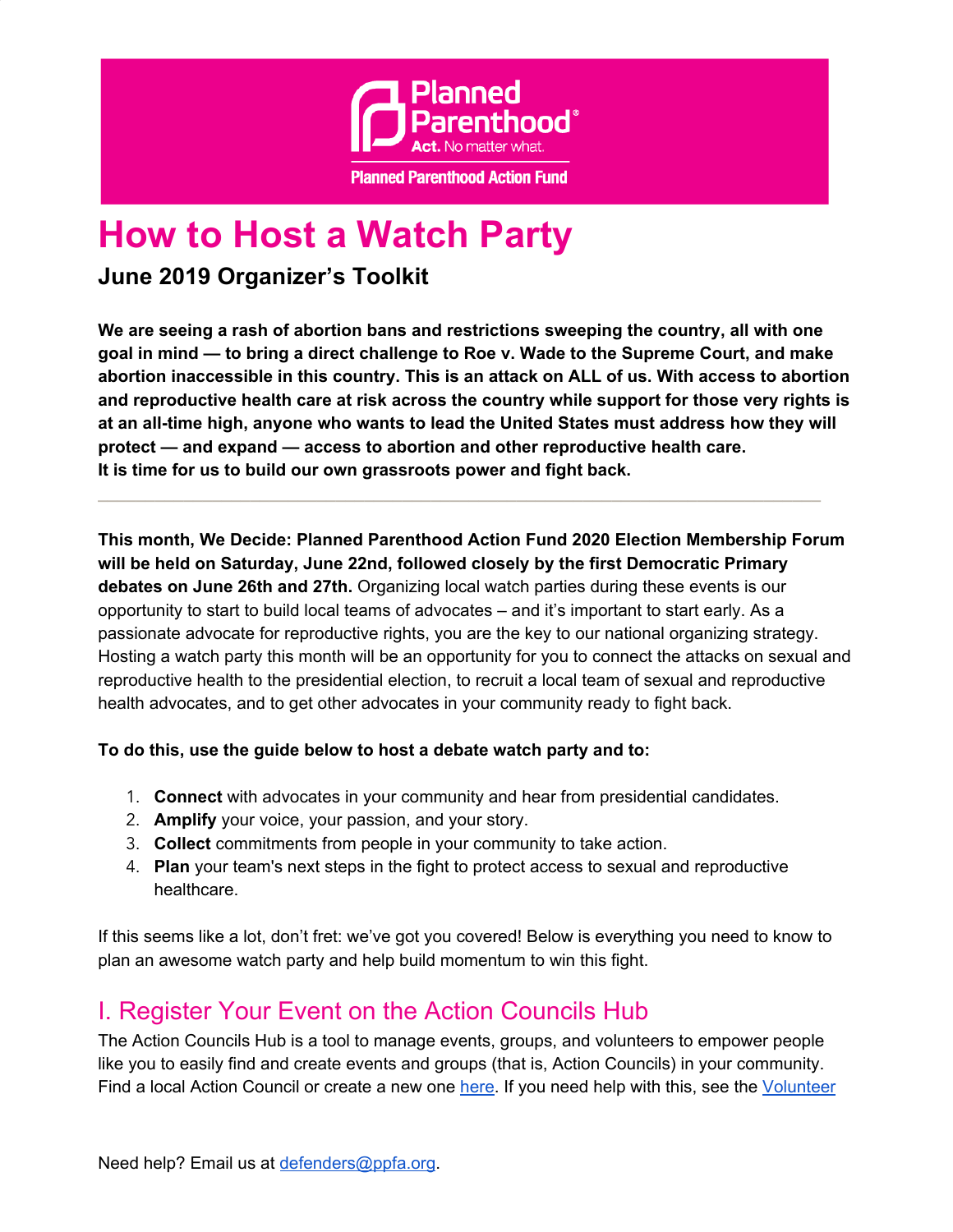Planned Parenthood®
Act. No matter what.
Planned Parenthood Action Fund

# How to Host a Watch Party

## June 2019 Organizer's Toolkit

**We are seeing a rash of abortion bans and restrictions sweeping the country, all with one goal in mind — to bring a direct challenge to Roe v. Wade to the Supreme Court, and make abortion inaccessible in this country. This is an attack on ALL of us. With access to abortion and reproductive health care at risk across the country while support for those very rights is at an all-time high, anyone who wants to lead the United States must address how they will protect — and expand — access to abortion and other reproductive health care.**
**It is time for us to build our own grassroots power and fight back.**

---

**This month, We Decide: Planned Parenthood Action Fund 2020 Election Membership Forum will be held on Saturday, June 22nd, followed closely by the first Democratic Primary debates on June 26th and 27th.** Organizing local watch parties during these events is our opportunity to start to build local teams of advocates – and it's important to start early. As a passionate advocate for reproductive rights, you are the key to our national organizing strategy. Hosting a watch party this month will be an opportunity for you to connect the attacks on sexual and reproductive health to the presidential election, to recruit a local team of sexual and reproductive health advocates, and to get other advocates in your community ready to fight back.

**To do this, use the guide below to host a debate watch party and to:**

1. **Connect** with advocates in your community and hear from presidential candidates.
2. **Amplify** your voice, your passion, and your story.
3. **Collect** commitments from people in your community to take action.
4. **Plan** your team's next steps in the fight to protect access to sexual and reproductive healthcare.

If this seems like a lot, don't fret: we've got you covered! Below is everything you need to know to plan an awesome watch party and help build momentum to win this fight.

## I. Register Your Event on the Action Councils Hub

The Action Councils Hub is a tool to manage events, groups, and volunteers to empower people like you to easily find and create events and groups (that is, Action Councils) in your community. Find a local Action Council or create a new one here. If you need help with this, see the Volunteer

Need help? Email us at defenders@ppfa.org.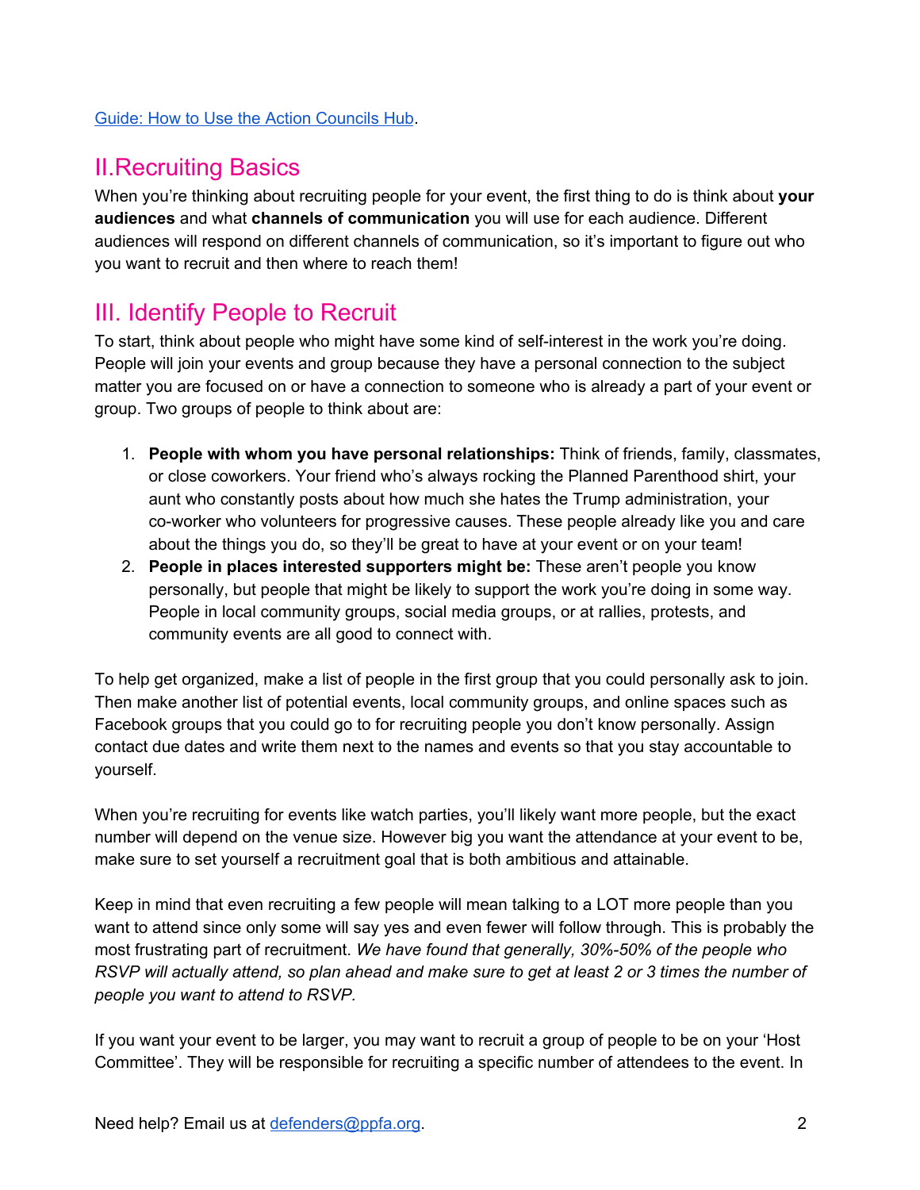[Guide: How to Use the Action Councils Hub](#).

## II.Recruiting Basics

When you're thinking about recruiting people for your event, the first thing to do is think about **your audiences** and what **channels of communication** you will use for each audience. Different audiences will respond on different channels of communication, so it's important to figure out who you want to recruit and then where to reach them!

## III. Identify People to Recruit

To start, think about people who might have some kind of self-interest in the work you're doing. People will join your events and group because they have a personal connection to the subject matter you are focused on or have a connection to someone who is already a part of your event or group. Two groups of people to think about are:

1. **People with whom you have personal relationships:** Think of friends, family, classmates, or close coworkers. Your friend who's always rocking the Planned Parenthood shirt, your aunt who constantly posts about how much she hates the Trump administration, your co-worker who volunteers for progressive causes. These people already like you and care about the things you do, so they'll be great to have at your event or on your team!
2. **People in places interested supporters might be:** These aren't people you know personally, but people that might be likely to support the work you're doing in some way. People in local community groups, social media groups, or at rallies, protests, and community events are all good to connect with.

To help get organized, make a list of people in the first group that you could personally ask to join. Then make another list of potential events, local community groups, and online spaces such as Facebook groups that you could go to for recruiting people you don't know personally. Assign contact due dates and write them next to the names and events so that you stay accountable to yourself.

When you're recruiting for events like watch parties, you'll likely want more people, but the exact number will depend on the venue size. However big you want the attendance at your event to be, make sure to set yourself a recruitment goal that is both ambitious and attainable.

Keep in mind that even recruiting a few people will mean talking to a LOT more people than you want to attend since only some will say yes and even fewer will follow through. This is probably the most frustrating part of recruitment. *We have found that generally, 30%-50% of the people who RSVP will actually attend, so plan ahead and make sure to get at least 2 or 3 times the number of people you want to attend to RSVP.*

If you want your event to be larger, you may want to recruit a group of people to be on your 'Host Committee'. They will be responsible for recruiting a specific number of attendees to the event. In

Need help? Email us at [defenders@ppfa.org](mailto:defenders@ppfa.org).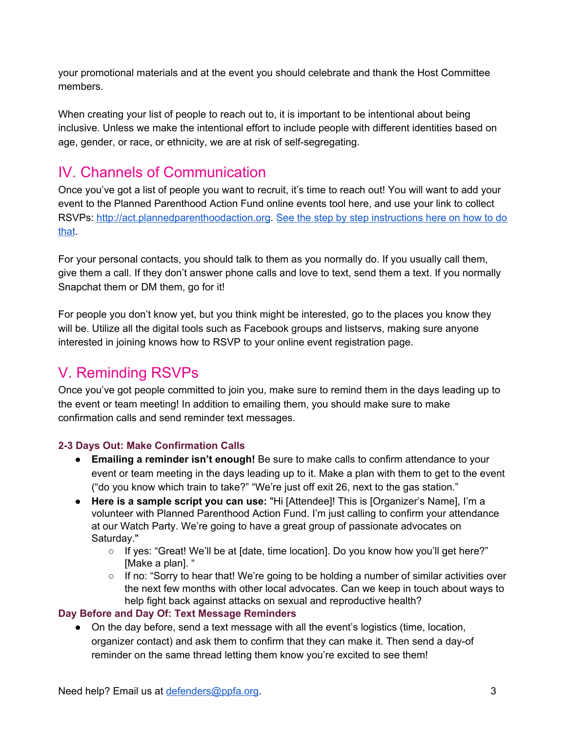your promotional materials and at the event you should celebrate and thank the Host Committee members.

When creating your list of people to reach out to, it is important to be intentional about being inclusive. Unless we make the intentional effort to include people with different identities based on age, gender, or race, or ethnicity, we are at risk of self-segregating.

## IV. Channels of Communication

Once you've got a list of people you want to recruit, it's time to reach out! You will want to add your event to the Planned Parenthood Action Fund online events tool here, and use your link to collect RSVPs: http://act.plannedparenthoodaction.org. See the step by step instructions here on how to do that.

For your personal contacts, you should talk to them as you normally do. If you usually call them, give them a call. If they don't answer phone calls and love to text, send them a text. If you normally Snapchat them or DM them, go for it!

For people you don't know yet, but you think might be interested, go to the places you know they will be. Utilize all the digital tools such as Facebook groups and listservs, making sure anyone interested in joining knows how to RSVP to your online event registration page.

## V. Reminding RSVPs

Once you've got people committed to join you, make sure to remind them in the days leading up to the event or team meeting! In addition to emailing them, you should make sure to make confirmation calls and send reminder text messages.

#### 2-3 Days Out: Make Confirmation Calls

- **Emailing a reminder isn't enough!** Be sure to make calls to confirm attendance to your event or team meeting in the days leading up to it. Make a plan with them to get to the event ("do you know which train to take?" "We're just off exit 26, next to the gas station."
- **Here is a sample script you can use:** "Hi [Attendee]! This is [Organizer's Name], I'm a volunteer with Planned Parenthood Action Fund. I'm just calling to confirm your attendance at our Watch Party. We're going to have a great group of passionate advocates on Saturday."
  - If yes: "Great! We'll be at [date, time location]. Do you know how you'll get here?" [Make a plan]. "
  - If no: "Sorry to hear that! We're going to be holding a number of similar activities over the next few months with other local advocates. Can we keep in touch about ways to help fight back against attacks on sexual and reproductive health?

#### Day Before and Day Of: Text Message Reminders

- On the day before, send a text message with all the event's logistics (time, location, organizer contact) and ask them to confirm that they can make it. Then send a day-of reminder on the same thread letting them know you're excited to see them!

Need help? Email us at defenders@ppfa.org.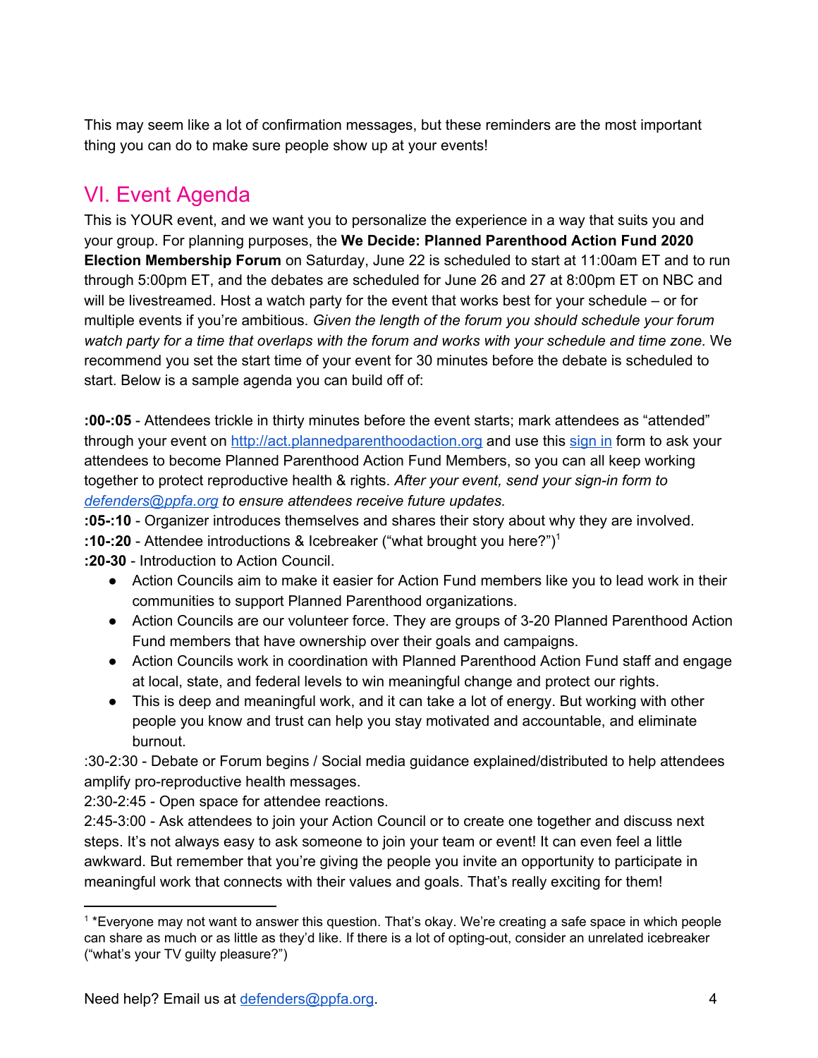This may seem like a lot of confirmation messages, but these reminders are the most important thing you can do to make sure people show up at your events!

## VI. Event Agenda

This is YOUR event, and we want you to personalize the experience in a way that suits you and your group. For planning purposes, the **We Decide: Planned Parenthood Action Fund 2020 Election Membership Forum** on Saturday, June 22 is scheduled to start at 11:00am ET and to run through 5:00pm ET, and the debates are scheduled for June 26 and 27 at 8:00pm ET on NBC and will be livestreamed. Host a watch party for the event that works best for your schedule – or for multiple events if you're ambitious. *Given the length of the forum you should schedule your forum watch party for a time that overlaps with the forum and works with your schedule and time zone.* We recommend you set the start time of your event for 30 minutes before the debate is scheduled to start. Below is a sample agenda you can build off of:

**:00-:05** - Attendees trickle in thirty minutes before the event starts; mark attendees as "attended" through your event on http://act.plannedparenthoodaction.org and use this sign in form to ask your attendees to become Planned Parenthood Action Fund Members, so you can all keep working together to protect reproductive health & rights. *After your event, send your sign-in form to defenders@ppfa.org to ensure attendees receive future updates.*
**:05-:10** - Organizer introduces themselves and shares their story about why they are involved.
**:10-:20** - Attendee introductions & Icebreaker ("what brought you here?")[1]
**:20-30** - Introduction to Action Council.

- Action Councils aim to make it easier for Action Fund members like you to lead work in their communities to support Planned Parenthood organizations.
- Action Councils are our volunteer force. They are groups of 3-20 Planned Parenthood Action Fund members that have ownership over their goals and campaigns.
- Action Councils work in coordination with Planned Parenthood Action Fund staff and engage at local, state, and federal levels to win meaningful change and protect our rights.
- This is deep and meaningful work, and it can take a lot of energy. But working with other people you know and trust can help you stay motivated and accountable, and eliminate burnout.

:30-2:30 - Debate or Forum begins / Social media guidance explained/distributed to help attendees amplify pro-reproductive health messages.
2:30-2:45 - Open space for attendee reactions.
2:45-3:00 - Ask attendees to join your Action Council or to create one together and discuss next steps. It's not always easy to ask someone to join your team or event! It can even feel a little awkward. But remember that you're giving the people you invite an opportunity to participate in meaningful work that connects with their values and goals. That's really exciting for them!

---

[1] *Everyone may not want to answer this question. That's okay. We're creating a safe space in which people can share as much or as little as they'd like. If there is a lot of opting-out, consider an unrelated icebreaker ("what's your TV guilty pleasure?")

Need help? Email us at defenders@ppfa.org.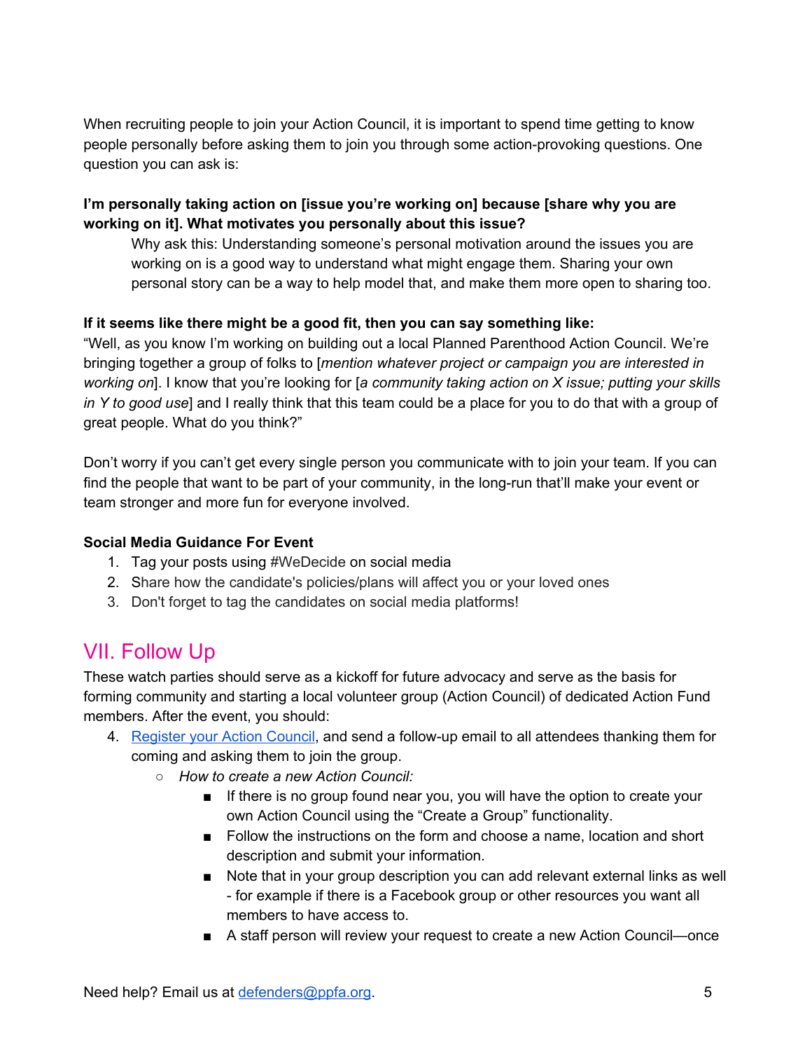When recruiting people to join your Action Council, it is important to spend time getting to know people personally before asking them to join you through some action-provoking questions. One question you can ask is:

**I'm personally taking action on [issue you're working on] because [share why you are working on it]. What motivates you personally about this issue?**

Why ask this: Understanding someone's personal motivation around the issues you are working on is a good way to understand what might engage them. Sharing your own personal story can be a way to help model that, and make them more open to sharing too.

**If it seems like there might be a good fit, then you can say something like:**

"Well, as you know I'm working on building out a local Planned Parenthood Action Council. We're bringing together a group of folks to [*mention whatever project or campaign you are interested in working on*]. I know that you're looking for [*a community taking action on X issue; putting your skills in Y to good use*] and I really think that this team could be a place for you to do that with a group of great people. What do you think?"

Don't worry if you can't get every single person you communicate with to join your team. If you can find the people that want to be part of your community, in the long-run that'll make your event or team stronger and more fun for everyone involved.

**Social Media Guidance For Event**

1. Tag your posts using #WeDecide on social media
2. Share how the candidate's policies/plans will affect you or your loved ones
3. Don't forget to tag the candidates on social media platforms!

## VII. Follow Up

These watch parties should serve as a kickoff for future advocacy and serve as the basis for forming community and starting a local volunteer group (Action Council) of dedicated Action Fund members. After the event, you should:

4. Register your Action Council, and send a follow-up email to all attendees thanking them for coming and asking them to join the group.
   - *How to create a new Action Council:*
     - If there is no group found near you, you will have the option to create your own Action Council using the "Create a Group" functionality.
     - Follow the instructions on the form and choose a name, location and short description and submit your information.
     - Note that in your group description you can add relevant external links as well - for example if there is a Facebook group or other resources you want all members to have access to.
     - A staff person will review your request to create a new Action Council—once

Need help? Email us at defenders@ppfa.org.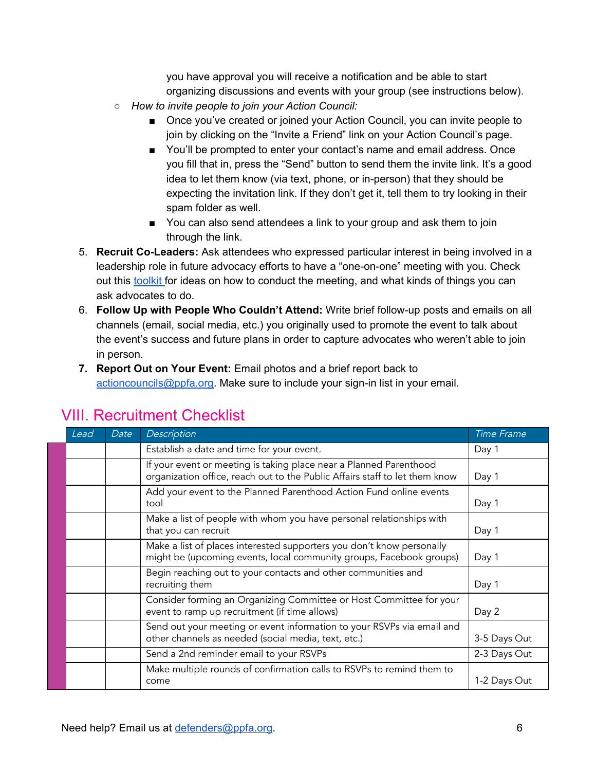you have approval you will receive a notification and be able to start organizing discussions and events with your group (see instructions below).

- *How to invite people to join your Action Council:*
  - Once you've created or joined your Action Council, you can invite people to join by clicking on the "Invite a Friend" link on your Action Council's page.
  - You'll be prompted to enter your contact's name and email address. Once you fill that in, press the "Send" button to send them the invite link. It's a good idea to let them know (via text, phone, or in-person) that they should be expecting the invitation link. If they don't get it, tell them to try looking in their spam folder as well.
  - You can also send attendees a link to your group and ask them to join through the link.

5. **Recruit Co-Leaders:** Ask attendees who expressed particular interest in being involved in a leadership role in future advocacy efforts to have a "one-on-one" meeting with you. Check out this toolkit for ideas on how to conduct the meeting, and what kinds of things you can ask advocates to do.
6. **Follow Up with People Who Couldn't Attend:** Write brief follow-up posts and emails on all channels (email, social media, etc.) you originally used to promote the event to talk about the event's success and future plans in order to capture advocates who weren't able to join in person.
7. **Report Out on Your Event:** Email photos and a brief report back to actioncouncils@ppfa.org. Make sure to include your sign-in list in your email.

## VIII. Recruitment Checklist

| Lead | Date | Description | Time Frame |
|---|---|---|---|
| | | Establish a date and time for your event. | Day 1 |
| | | If your event or meeting is taking place near a Planned Parenthood organization office, reach out to the Public Affairs staff to let them know | Day 1 |
| | | Add your event to the Planned Parenthood Action Fund online events tool | Day 1 |
| | | Make a list of people with whom you have personal relationships with that you can recruit | Day 1 |
| | | Make a list of places interested supporters you don't know personally might be (upcoming events, local community groups, Facebook groups) | Day 1 |
| | | Begin reaching out to your contacts and other communities and recruiting them | Day 1 |
| | | Consider forming an Organizing Committee or Host Committee for your event to ramp up recruitment (if time allows) | Day 2 |
| | | Send out your meeting or event information to your RSVPs via email and other channels as needed (social media, text, etc.) | 3-5 Days Out |
| | | Send a 2nd reminder email to your RSVPs | 2-3 Days Out |
| | | Make multiple rounds of confirmation calls to RSVPs to remind them to come | 1-2 Days Out |

Need help? Email us at defenders@ppfa.org.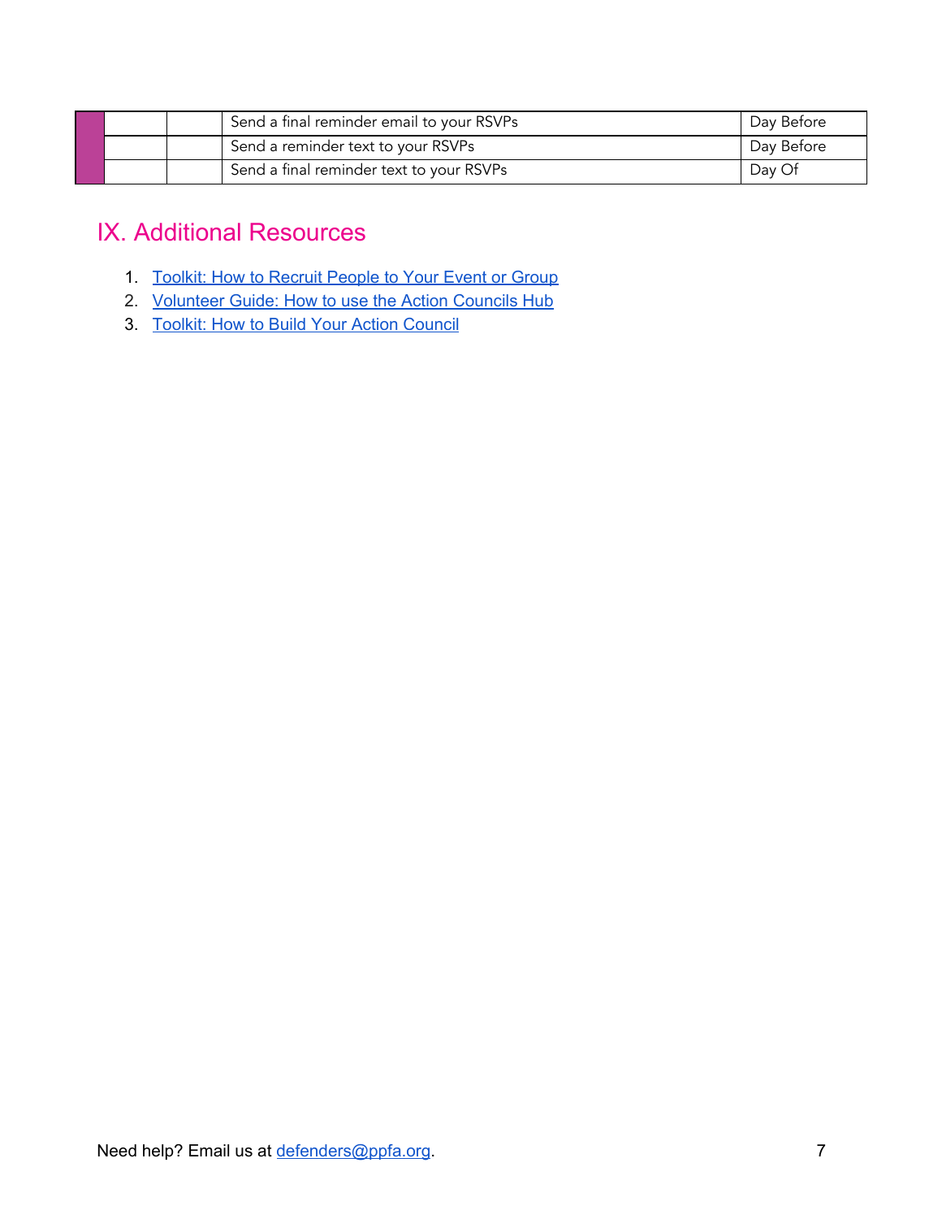| | | | | |
|---|---|---|---|---|
| | | | Send a final reminder email to your RSVPs | Day Before |
| | | | Send a reminder text to your RSVPs | Day Before |
| | | | Send a final reminder text to your RSVPs | Day Of |

## IX. Additional Resources

1. Toolkit: How to Recruit People to Your Event or Group
2. Volunteer Guide: How to use the Action Councils Hub
3. Toolkit: How to Build Your Action Council

Need help? Email us at defenders@ppfa.org.